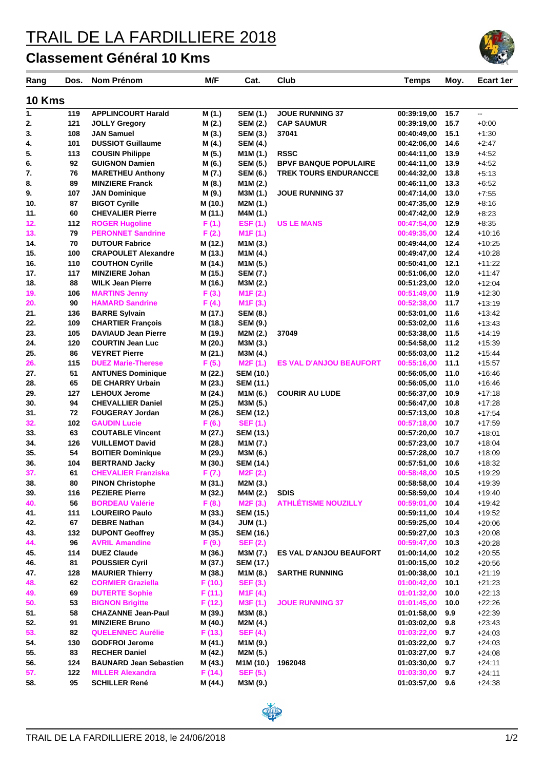# TRAIL DE LA FARDILLIERE 2018

## Classement Général 10 Kms

| Rang | Dos. | Nom Prénom | M/F | Cat. | Club | Temps | Moy. | Ecart 1er |
|---|---|---|---|---|---|---|---|---|
| **10 Kms** | | | | | | | | |
| 1. | 119 | APPLINCOURT Harald | M (1.) | SEM (1.) | JOUE RUNNING 37 | 00:39:19,00 | 15.7 | -- |
| 2. | 121 | JOLLY Gregory | M (2.) | SEM (2.) | CAP SAUMUR | 00:39:19,00 | 15.7 | +0:00 |
| 3. | 108 | JAN Samuel | M (3.) | SEM (3.) | 37041 | 00:40:49,00 | 15.1 | +1:30 |
| 4. | 101 | DUSSIOT Guillaume | M (4.) | SEM (4.) | | 00:42:06,00 | 14.6 | +2:47 |
| 5. | 113 | COUSIN Philippe | M (5.) | M1M (1.) | RSSC | 00:44:11,00 | 13.9 | +4:52 |
| 6. | 92 | GUIGNON Damien | M (6.) | SEM (5.) | BPVF BANQUE POPULAIRE | 00:44:11,00 | 13.9 | +4:52 |
| 7. | 76 | MARETHEU Anthony | M (7.) | SEM (6.) | TREK TOURS ENDURANCCE | 00:44:32,00 | 13.8 | +5:13 |
| 8. | 89 | MINZIERE Franck | M (8.) | M1M (2.) | | 00:46:11,00 | 13.3 | +6:52 |
| 9. | 107 | JAN Dominique | M (9.) | M3M (1.) | JOUE RUNNING 37 | 00:47:14,00 | 13.0 | +7:55 |
| 10. | 87 | BIGOT Cyrille | M (10.) | M2M (1.) | | 00:47:35,00 | 12.9 | +8:16 |
| 11. | 60 | CHEVALIER Pierre | M (11.) | M4M (1.) | | 00:47:42,00 | 12.9 | +8:23 |
| 12. | 112 | ROGER Hugoline | F (1.) | ESF (1.) | US LE MANS | 00:47:54,00 | 12.9 | +8:35 |
| 13. | 79 | PERONNET Sandrine | F (2.) | M1F (1.) | | 00:49:35,00 | 12.4 | +10:16 |
| 14. | 70 | DUTOUR Fabrice | M (12.) | M1M (3.) | | 00:49:44,00 | 12.4 | +10:25 |
| 15. | 100 | CRAPOULET Alexandre | M (13.) | M1M (4.) | | 00:49:47,00 | 12.4 | +10:28 |
| 16. | 110 | COUTHON Cyrille | M (14.) | M1M (5.) | | 00:50:41,00 | 12.1 | +11:22 |
| 17. | 117 | MINZIERE Johan | M (15.) | SEM (7.) | | 00:51:06,00 | 12.0 | +11:47 |
| 18. | 88 | WILK Jean Pierre | M (16.) | M3M (2.) | | 00:51:23,00 | 12.0 | +12:04 |
| 19. | 106 | MARTINS Jenny | F (3.) | M1F (2.) | | 00:51:49,00 | 11.9 | +12:30 |
| 20. | 90 | HAMARD Sandrine | F (4.) | M1F (3.) | | 00:52:38,00 | 11.7 | +13:19 |
| 21. | 136 | BARRE Sylvain | M (17.) | SEM (8.) | | 00:53:01,00 | 11.6 | +13:42 |
| 22. | 109 | CHARTIER François | M (18.) | SEM (9.) | | 00:53:02,00 | 11.6 | +13:43 |
| 23. | 105 | DAVIAUD Jean Pierre | M (19.) | M2M (2.) | 37049 | 00:53:38,00 | 11.5 | +14:19 |
| 24. | 120 | COURTIN Jean Luc | M (20.) | M3M (3.) | | 00:54:58,00 | 11.2 | +15:39 |
| 25. | 86 | VEYRET Pierre | M (21.) | M3M (4.) | | 00:55:03,00 | 11.2 | +15:44 |
| 26. | 115 | DUEZ Marie-Therese | F (5.) | M2F (1.) | ES VAL D'ANJOU BEAUFORT | 00:55:16,00 | 11.1 | +15:57 |
| 27. | 51 | ANTUNES Dominique | M (22.) | SEM (10.) | | 00:56:05,00 | 11.0 | +16:46 |
| 28. | 65 | DE CHARRY Urbain | M (23.) | SEM (11.) | | 00:56:05,00 | 11.0 | +16:46 |
| 29. | 127 | LEHOUX Jerome | M (24.) | M1M (6.) | COURIR AU LUDE | 00:56:37,00 | 10.9 | +17:18 |
| 30. | 94 | CHEVALLIER Daniel | M (25.) | M3M (5.) | | 00:56:47,00 | 10.8 | +17:28 |
| 31. | 72 | FOUGERAY Jordan | M (26.) | SEM (12.) | | 00:57:13,00 | 10.8 | +17:54 |
| 32. | 102 | GAUDIN Lucie | F (6.) | SEF (1.) | | 00:57:18,00 | 10.7 | +17:59 |
| 33. | 63 | COUTABLE Vincent | M (27.) | SEM (13.) | | 00:57:20,00 | 10.7 | +18:01 |
| 34. | 126 | VUILLEMOT David | M (28.) | M1M (7.) | | 00:57:23,00 | 10.7 | +18:04 |
| 35. | 54 | BOITIER Dominique | M (29.) | M3M (6.) | | 00:57:28,00 | 10.7 | +18:09 |
| 36. | 104 | BERTRAND Jacky | M (30.) | SEM (14.) | | 00:57:51,00 | 10.6 | +18:32 |
| 37. | 61 | CHEVALIER Franziska | F (7.) | M2F (2.) | | 00:58:48,00 | 10.5 | +19:29 |
| 38. | 80 | PINON Christophe | M (31.) | M2M (3.) | | 00:58:58,00 | 10.4 | +19:39 |
| 39. | 116 | PEZIERE Pierre | M (32.) | M4M (2.) | SDIS | 00:58:59,00 | 10.4 | +19:40 |
| 40. | 56 | BORDEAU Valérie | F (8.) | M2F (3.) | ATHLÉTISME NOUZILLY | 00:59:01,00 | 10.4 | +19:42 |
| 41. | 111 | LOUREIRO Paulo | M (33.) | SEM (15.) | | 00:59:11,00 | 10.4 | +19:52 |
| 42. | 67 | DEBRE Nathan | M (34.) | JUM (1.) | | 00:59:25,00 | 10.4 | +20:06 |
| 43. | 132 | DUPONT Geoffrey | M (35.) | SEM (16.) | | 00:59:27,00 | 10.3 | +20:08 |
| 44. | 96 | AVRIL Amandine | F (9.) | SEF (2.) | | 00:59:47,00 | 10.3 | +20:28 |
| 45. | 114 | DUEZ Claude | M (36.) | M3M (7.) | ES VAL D'ANJOU BEAUFORT | 01:00:14,00 | 10.2 | +20:55 |
| 46. | 81 | POUSSIER Cyril | M (37.) | SEM (17.) | | 01:00:15,00 | 10.2 | +20:56 |
| 47. | 128 | MAURIER Thierry | M (38.) | M1M (8.) | SARTHE RUNNING | 01:00:38,00 | 10.1 | +21:19 |
| 48. | 62 | CORMIER Graziella | F (10.) | SEF (3.) | | 01:00:42,00 | 10.1 | +21:23 |
| 49. | 69 | DUTERTE Sophie | F (11.) | M1F (4.) | | 01:01:32,00 | 10.0 | +22:13 |
| 50. | 53 | BIGNON Brigitte | F (12.) | M3F (1.) | JOUE RUNNING 37 | 01:01:45,00 | 10.0 | +22:26 |
| 51. | 58 | CHAZANNE Jean-Paul | M (39.) | M3M (8.) | | 01:01:58,00 | 9.9 | +22:39 |
| 52. | 91 | MINZIERE Bruno | M (40.) | M2M (4.) | | 01:03:02,00 | 9.8 | +23:43 |
| 53. | 82 | QUELENNEC Aurélie | F (13.) | SEF (4.) | | 01:03:22,00 | 9.7 | +24:03 |
| 54. | 130 | GODFROI Jerome | M (41.) | M1M (9.) | | 01:03:22,00 | 9.7 | +24:03 |
| 55. | 83 | RECHER Daniel | M (42.) | M2M (5.) | | 01:03:27,00 | 9.7 | +24:08 |
| 56. | 124 | BAUNARD Jean Sebastien | M (43.) | M1M (10.) | 1962048 | 01:03:30,00 | 9.7 | +24:11 |
| 57. | 122 | MILLER Alexandra | F (14.) | SEF (5.) | | 01:03:30,00 | 9.7 | +24:11 |
| 58. | 95 | SCHILLER René | M (44.) | M3M (9.) | | 01:03:57,00 | 9.6 | +24:38 |

TRAIL DE LA FARDILLIERE 2018, le 24/06/2018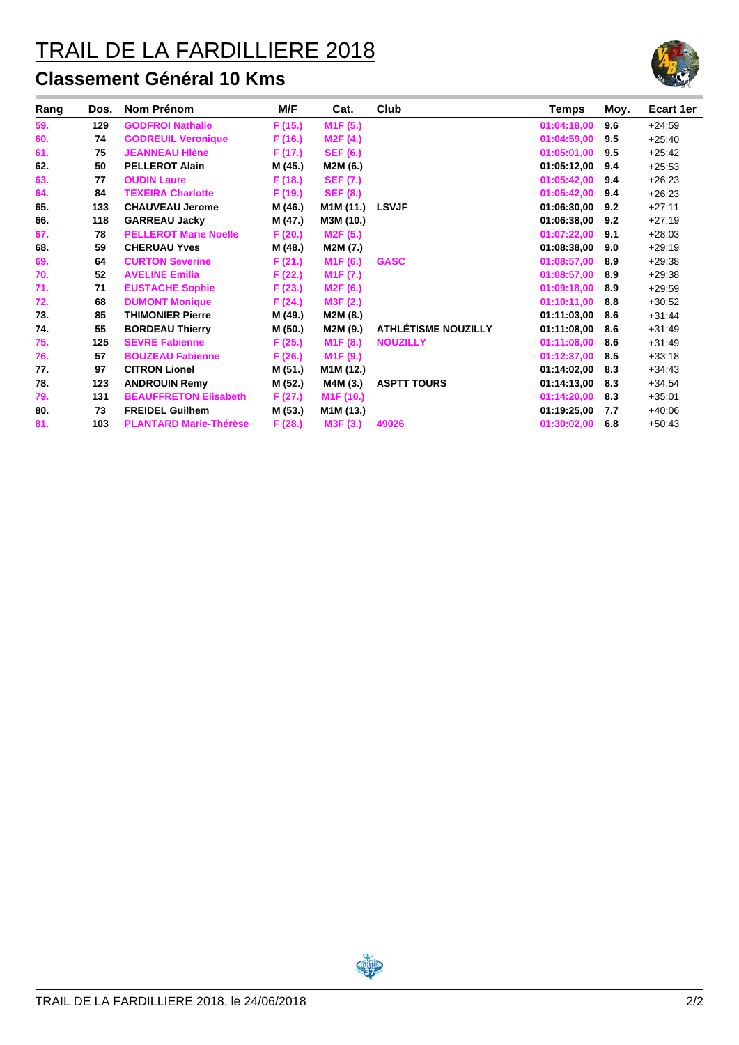# TRAIL DE LA FARDILLIERE 2018

## Classement Général 10 Kms

| Rang | Dos. | Nom Prénom | M/F | Cat. | Club | Temps | Moy. | Ecart 1er |
|---|---|---|---|---|---|---|---|---|
| 59. | 129 | GODFROI Nathalie | F (15.) | M1F (5.) | | 01:04:18,00 | 9.6 | +24:59 |
| 60. | 74 | GODREUIL Veronique | F (16.) | M2F (4.) | | 01:04:59,00 | 9.5 | +25:40 |
| 61. | 75 | JEANNEAU Hlène | F (17.) | SEF (6.) | | 01:05:01,00 | 9.5 | +25:42 |
| 62. | 50 | PELLEROT Alain | M (45.) | M2M (6.) | | 01:05:12,00 | 9.4 | +25:53 |
| 63. | 77 | OUDIN Laure | F (18.) | SEF (7.) | | 01:05:42,00 | 9.4 | +26:23 |
| 64. | 84 | TEXEIRA Charlotte | F (19.) | SEF (8.) | | 01:05:42,00 | 9.4 | +26:23 |
| 65. | 133 | CHAUVEAU Jerome | M (46.) | M1M (11.) | LSVJF | 01:06:30,00 | 9.2 | +27:11 |
| 66. | 118 | GARREAU Jacky | M (47.) | M3M (10.) | | 01:06:38,00 | 9.2 | +27:19 |
| 67. | 78 | PELLEROT Marie Noelle | F (20.) | M2F (5.) | | 01:07:22,00 | 9.1 | +28:03 |
| 68. | 59 | CHERUAU Yves | M (48.) | M2M (7.) | | 01:08:38,00 | 9.0 | +29:19 |
| 69. | 64 | CURTON Severine | F (21.) | M1F (6.) | GASC | 01:08:57,00 | 8.9 | +29:38 |
| 70. | 52 | AVELINE Emilia | F (22.) | M1F (7.) | | 01:08:57,00 | 8.9 | +29:38 |
| 71. | 71 | EUSTACHE Sophie | F (23.) | M2F (6.) | | 01:09:18,00 | 8.9 | +29:59 |
| 72. | 68 | DUMONT Monique | F (24.) | M3F (2.) | | 01:10:11,00 | 8.8 | +30:52 |
| 73. | 85 | THIMONIER Pierre | M (49.) | M2M (8.) | | 01:11:03,00 | 8.6 | +31:44 |
| 74. | 55 | BORDEAU Thierry | M (50.) | M2M (9.) | ATHLÉTISME NOUZILLY | 01:11:08,00 | 8.6 | +31:49 |
| 75. | 125 | SEVRE Fabienne | F (25.) | M1F (8.) | NOUZILLY | 01:11:08,00 | 8.6 | +31:49 |
| 76. | 57 | BOUZEAU Fabienne | F (26.) | M1F (9.) | | 01:12:37,00 | 8.5 | +33:18 |
| 77. | 97 | CITRON Lionel | M (51.) | M1M (12.) | | 01:14:02,00 | 8.3 | +34:43 |
| 78. | 123 | ANDROUIN Remy | M (52.) | M4M (3.) | ASPTT TOURS | 01:14:13,00 | 8.3 | +34:54 |
| 79. | 131 | BEAUFFRETON Elisabeth | F (27.) | M1F (10.) | | 01:14:20,00 | 8.3 | +35:01 |
| 80. | 73 | FREIDEL Guilhem | M (53.) | M1M (13.) | | 01:19:25,00 | 7.7 | +40:06 |
| 81. | 103 | PLANTARD Marie-Thérèse | F (28.) | M3F (3.) | 49026 | 01:30:02,00 | 6.8 | +50:43 |

TRAIL DE LA FARDILLIERE 2018, le 24/06/2018